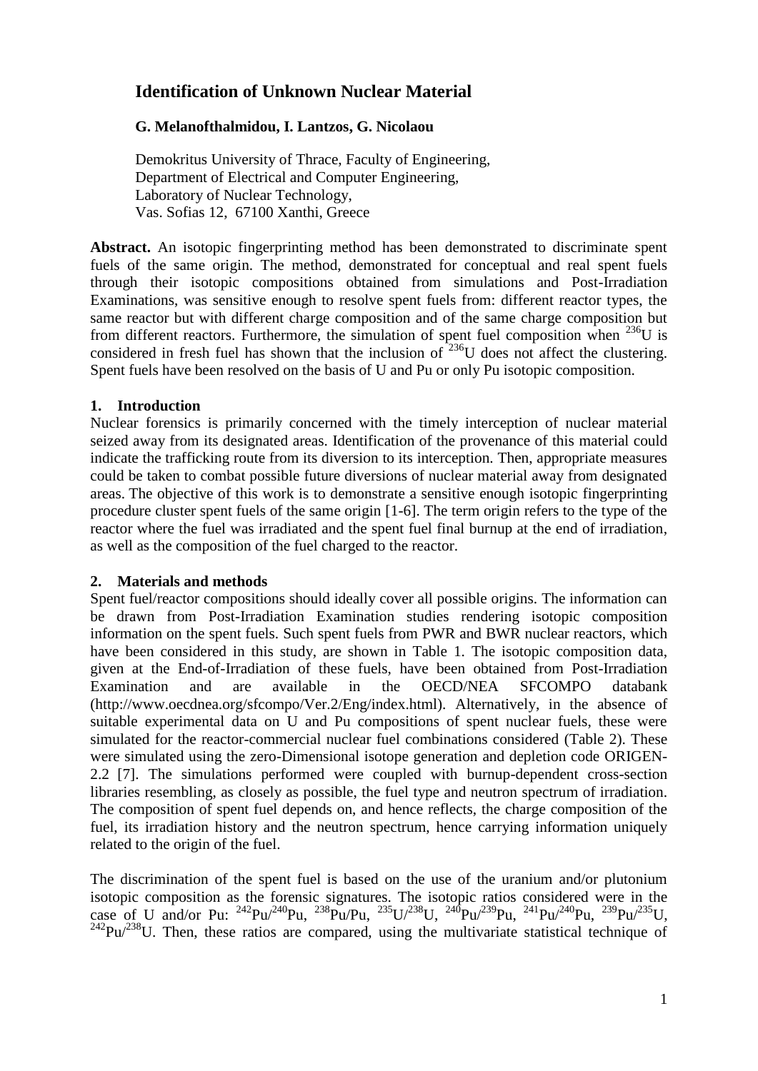# Identification of Unknown Nuclear Material

**G. Melanofthalmidou, I. Lantzos, G. Nicolaou**

Demokritus University of Thrace, Faculty of Engineering,
Department of Electrical and Computer Engineering,
Laboratory of Nuclear Technology,
Vas. Sofias 12, 67100 Xanthi, Greece

**Abstract.** An isotopic fingerprinting method has been demonstrated to discriminate spent fuels of the same origin. The method, demonstrated for conceptual and real spent fuels through their isotopic compositions obtained from simulations and Post-Irradiation Examinations, was sensitive enough to resolve spent fuels from: different reactor types, the same reactor but with different charge composition and of the same charge composition but from different reactors. Furthermore, the simulation of spent fuel composition when $^{236}U$ is considered in fresh fuel has shown that the inclusion of $^{236}U$ does not affect the clustering. Spent fuels have been resolved on the basis of U and Pu or only Pu isotopic composition.

## 1. Introduction

Nuclear forensics is primarily concerned with the timely interception of nuclear material seized away from its designated areas. Identification of the provenance of this material could indicate the trafficking route from its diversion to its interception. Then, appropriate measures could be taken to combat possible future diversions of nuclear material away from designated areas. The objective of this work is to demonstrate a sensitive enough isotopic fingerprinting procedure cluster spent fuels of the same origin [1-6]. The term origin refers to the type of the reactor where the fuel was irradiated and the spent fuel final burnup at the end of irradiation, as well as the composition of the fuel charged to the reactor.

## 2. Materials and methods

Spent fuel/reactor compositions should ideally cover all possible origins. The information can be drawn from Post-Irradiation Examination studies rendering isotopic composition information on the spent fuels. Such spent fuels from PWR and BWR nuclear reactors, which have been considered in this study, are shown in Table 1. The isotopic composition data, given at the End-of-Irradiation of these fuels, have been obtained from Post-Irradiation Examination and are available in the OECD/NEA SFCOMPO databank (http://www.oecdnea.org/sfcompo/Ver.2/Eng/index.html). Alternatively, in the absence of suitable experimental data on U and Pu compositions of spent nuclear fuels, these were simulated for the reactor-commercial nuclear fuel combinations considered (Table 2). These were simulated using the zero-Dimensional isotope generation and depletion code ORIGEN-2.2 [7]. The simulations performed were coupled with burnup-dependent cross-section libraries resembling, as closely as possible, the fuel type and neutron spectrum of irradiation. The composition of spent fuel depends on, and hence reflects, the charge composition of the fuel, its irradiation history and the neutron spectrum, hence carrying information uniquely related to the origin of the fuel.

The discrimination of the spent fuel is based on the use of the uranium and/or plutonium isotopic composition as the forensic signatures. The isotopic ratios considered were in the case of U and/or Pu: $^{242}Pu/^{240}Pu$, $^{238}Pu/Pu$, $^{235}U/^{238}U$, $^{240}Pu/^{239}Pu$, $^{241}Pu/^{240}Pu$, $^{239}Pu/^{235}U$, $^{242}Pu/^{238}U$. Then, these ratios are compared, using the multivariate statistical technique of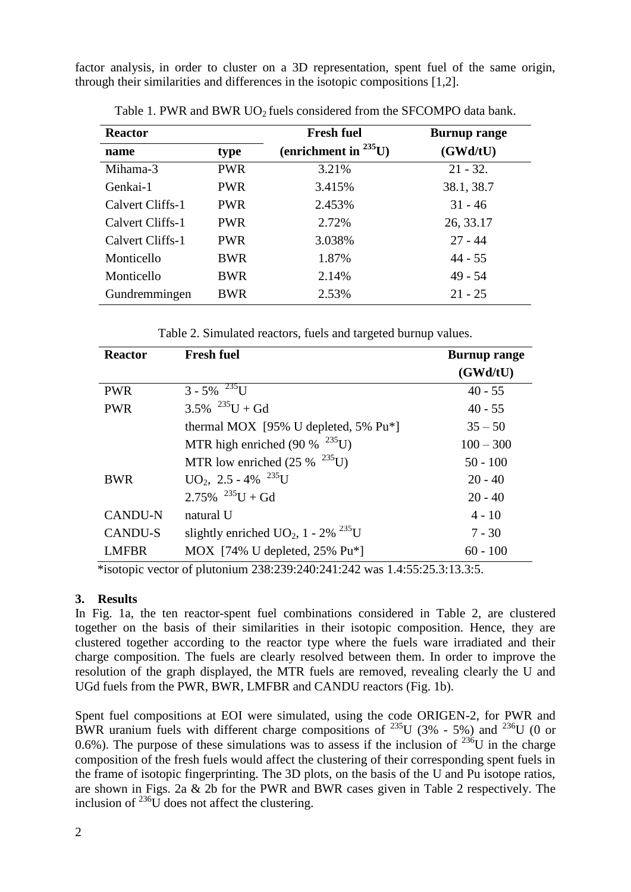factor analysis, in order to cluster on a 3D representation, spent fuel of the same origin, through their similarities and differences in the isotopic compositions [1,2].

Table 1. PWR and BWR $UO_2$ fuels considered from the SFCOMPO data bank.

| **Reactor** | | **Fresh fuel** | **Burnup range** |
|---|---|---|---|
| **name** | **type** | **(enrichment in $^{235}$U)** | **(GWd/tU)** |
| Mihama-3 | PWR | 3.21% | 21 - 32. |
| Genkai-1 | PWR | 3.415% | 38.1, 38.7 |
| Calvert Cliffs-1 | PWR | 2.453% | 31 - 46 |
| Calvert Cliffs-1 | PWR | 2.72% | 26, 33.17 |
| Calvert Cliffs-1 | PWR | 3.038% | 27 - 44 |
| Monticello | BWR | 1.87% | 44 - 55 |
| Monticello | BWR | 2.14% | 49 - 54 |
| Gundremmingen | BWR | 2.53% | 21 - 25 |

Table 2. Simulated reactors, fuels and targeted burnup values.

| **Reactor** | **Fresh fuel** | **Burnup range (GWd/tU)** |
|---|---|---|
| PWR | 3 - 5% $^{235}$U | 40 - 55 |
| PWR | 3.5% $^{235}$U + Gd | 40 - 55 |
| | thermal MOX [95% U depleted, 5% Pu*] | 35 – 50 |
| | MTR high enriched (90 % $^{235}$U) | 100 – 300 |
| | MTR low enriched (25 % $^{235}$U) | 50 - 100 |
| BWR | $UO_2$, 2.5 - 4% $^{235}$U | 20 - 40 |
| | 2.75% $^{235}$U + Gd | 20 - 40 |
| CANDU-N | natural U | 4 - 10 |
| CANDU-S | slightly enriched $UO_2$, 1 - 2% $^{235}$U | 7 - 30 |
| LMFBR | MOX [74% U depleted, 25% Pu*] | 60 - 100 |

*isotopic vector of plutonium 238:239:240:241:242 was 1.4:55:25.3:13.3:5.

## 3. Results

In Fig. 1a, the ten reactor-spent fuel combinations considered in Table 2, are clustered together on the basis of their similarities in their isotopic composition. Hence, they are clustered together according to the reactor type where the fuels ware irradiated and their charge composition. The fuels are clearly resolved between them. In order to improve the resolution of the graph displayed, the MTR fuels are removed, revealing clearly the U and UGd fuels from the PWR, BWR, LMFBR and CANDU reactors (Fig. 1b).

Spent fuel compositions at EOI were simulated, using the code ORIGEN-2, for PWR and BWR uranium fuels with different charge compositions of $^{235}$U (3% - 5%) and $^{236}$U (0 or 0.6%). The purpose of these simulations was to assess if the inclusion of $^{236}$U in the charge composition of the fresh fuels would affect the clustering of their corresponding spent fuels in the frame of isotopic fingerprinting. The 3D plots, on the basis of the U and Pu isotope ratios, are shown in Figs. 2a & 2b for the PWR and BWR cases given in Table 2 respectively. The inclusion of $^{236}$U does not affect the clustering.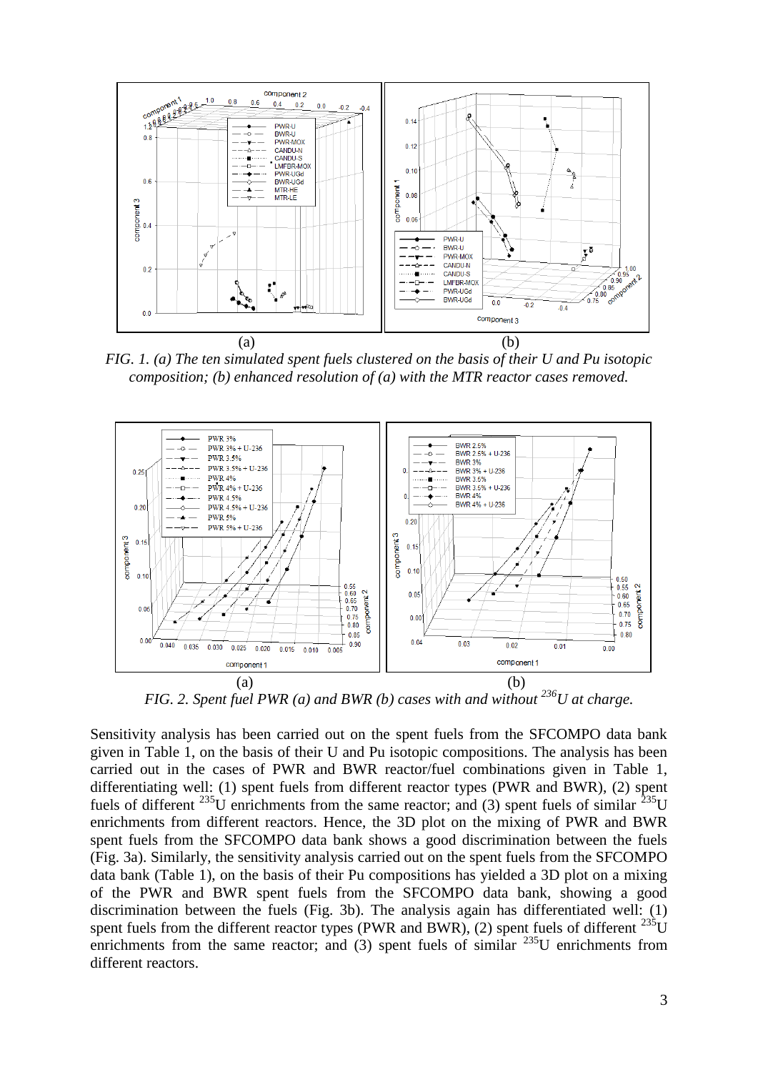(a) (b)

*FIG. 1. (a) The ten simulated spent fuels clustered on the basis of their U and Pu isotopic composition; (b) enhanced resolution of (a) with the MTR reactor cases removed.*

(a) (b)

*FIG. 2. Spent fuel PWR (a) and BWR (b) cases with and without $^{236}$U at charge.*

Sensitivity analysis has been carried out on the spent fuels from the SFCOMPO data bank given in Table 1, on the basis of their U and Pu isotopic compositions. The analysis has been carried out in the cases of PWR and BWR reactor/fuel combinations given in Table 1, differentiating well: (1) spent fuels from different reactor types (PWR and BWR), (2) spent fuels of different $^{235}$U enrichments from the same reactor; and (3) spent fuels of similar $^{235}$U enrichments from different reactors. Hence, the 3D plot on the mixing of PWR and BWR spent fuels from the SFCOMPO data bank shows a good discrimination between the fuels (Fig. 3a). Similarly, the sensitivity analysis carried out on the spent fuels from the SFCOMPO data bank (Table 1), on the basis of their Pu compositions has yielded a 3D plot on a mixing of the PWR and BWR spent fuels from the SFCOMPO data bank, showing a good discrimination between the fuels (Fig. 3b). The analysis again has differentiated well: (1) spent fuels from the different reactor types (PWR and BWR), (2) spent fuels of different $^{235}$U enrichments from the same reactor; and (3) spent fuels of similar $^{235}$U enrichments from different reactors.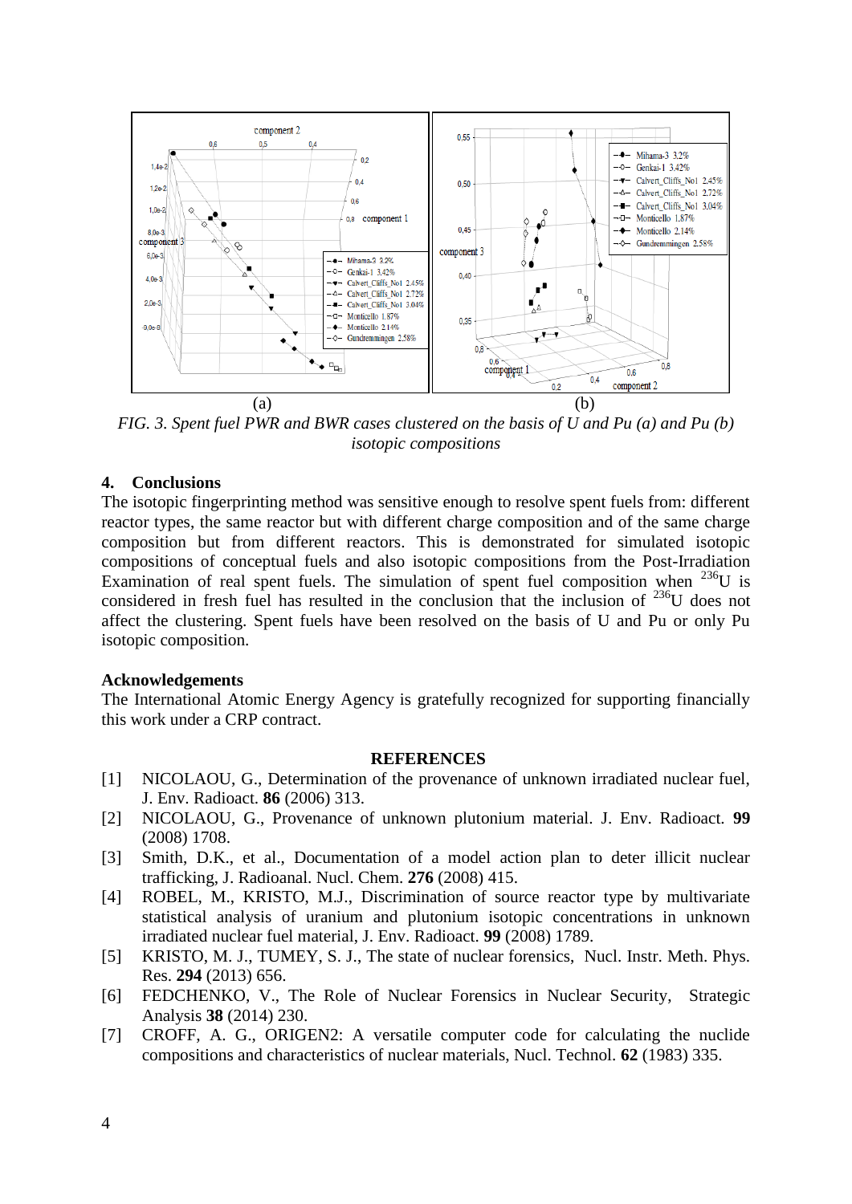component 2
0,6
0,5
0,4
1,4e-2
1,2e-2
1,0e-2
8,0e-3
component 3
6,0e-3
4,0e-3
2,0e-3
-9,0e-8
0,2
0,4
0,6
0,8 component 1

Mihama-3 3,2%
Genkai-1 3,42%
Calvert_Cliffs_No1 2,45%
Calvert_Cliffs_No1 2,72%
Calvert_Cliffs_No1 3,04%
Monticello 1,87%
Monticello 2,14%
Gundremmingen 2,58%

0,55
0,50
0,45
component 3
0,40
0,35
0,8
0,6
component 1
0,4
0,2
0,4
0,6
0,8
component 2

Mihama-3 3,2%
Genkai-1 3,42%
Calvert_Cliffs_No1 2,45%
Calvert_Cliffs_No1 2,72%
Calvert_Cliffs_No1 3,04%
Monticello 1,87%
Monticello 2,14%
Gundremmingen 2,58%

(a) (b)

*FIG. 3. Spent fuel PWR and BWR cases clustered on the basis of U and Pu (a) and Pu (b) isotopic compositions*

## 4. Conclusions

The isotopic fingerprinting method was sensitive enough to resolve spent fuels from: different reactor types, the same reactor but with different charge composition and of the same charge composition but from different reactors. This is demonstrated for simulated isotopic compositions of conceptual fuels and also isotopic compositions from the Post-Irradiation Examination of real spent fuels. The simulation of spent fuel composition when $^{236}U$ is considered in fresh fuel has resulted in the conclusion that the inclusion of $^{236}U$ does not affect the clustering. Spent fuels have been resolved on the basis of U and Pu or only Pu isotopic composition.

## Acknowledgements

The International Atomic Energy Agency is gratefully recognized for supporting financially this work under a CRP contract.

## REFERENCES

[1] NICOLAOU, G., Determination of the provenance of unknown irradiated nuclear fuel, J. Env. Radioact. **86** (2006) 313.

[2] NICOLAOU, G., Provenance of unknown plutonium material. J. Env. Radioact. **99** (2008) 1708.

[3] Smith, D.K., et al., Documentation of a model action plan to deter illicit nuclear trafficking, J. Radioanal. Nucl. Chem. **276** (2008) 415.

[4] ROBEL, M., KRISTO, M.J., Discrimination of source reactor type by multivariate statistical analysis of uranium and plutonium isotopic concentrations in unknown irradiated nuclear fuel material, J. Env. Radioact. **99** (2008) 1789.

[5] KRISTO, M. J., TUMEY, S. J., The state of nuclear forensics, Nucl. Instr. Meth. Phys. Res. **294** (2013) 656.

[6] FEDCHENKO, V., The Role of Nuclear Forensics in Nuclear Security, Strategic Analysis **38** (2014) 230.

[7] CROFF, A. G., ORIGEN2: A versatile computer code for calculating the nuclide compositions and characteristics of nuclear materials, Nucl. Technol. **62** (1983) 335.